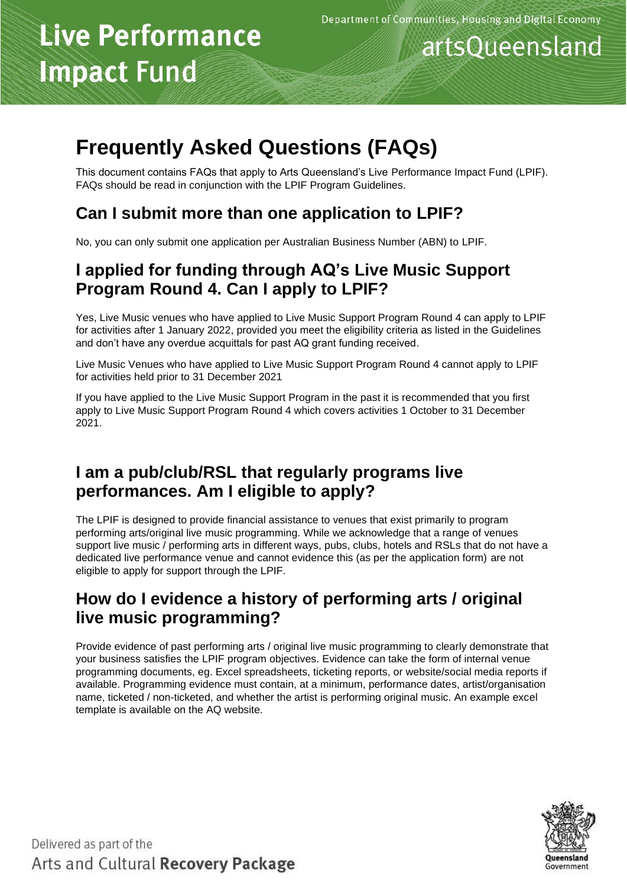# Live Performance Impact Fund

Department of Communities, Housing and Digital Economy

artsQueensland

# Frequently Asked Questions (FAQs)

This document contains FAQs that apply to Arts Queensland's Live Performance Impact Fund (LPIF). FAQs should be read in conjunction with the LPIF Program Guidelines.

## Can I submit more than one application to LPIF?

No, you can only submit one application per Australian Business Number (ABN) to LPIF.

## I applied for funding through AQ's Live Music Support Program Round 4. Can I apply to LPIF?

Yes, Live Music venues who have applied to Live Music Support Program Round 4 can apply to LPIF for activities after 1 January 2022, provided you meet the eligibility criteria as listed in the Guidelines and don't have any overdue acquittals for past AQ grant funding received.

Live Music Venues who have applied to Live Music Support Program Round 4 cannot apply to LPIF for activities held prior to 31 December 2021

If you have applied to the Live Music Support Program in the past it is recommended that you first apply to Live Music Support Program Round 4 which covers activities 1 October to 31 December 2021.

## I am a pub/club/RSL that regularly programs live performances. Am I eligible to apply?

The LPIF is designed to provide financial assistance to venues that exist primarily to program performing arts/original live music programming. While we acknowledge that a range of venues support live music / performing arts in different ways, pubs, clubs, hotels and RSLs that do not have a dedicated live performance venue and cannot evidence this (as per the application form) are not eligible to apply for support through the LPIF.

## How do I evidence a history of performing arts / original live music programming?

Provide evidence of past performing arts / original live music programming to clearly demonstrate that your business satisfies the LPIF program objectives. Evidence can take the form of internal venue programming documents, eg. Excel spreadsheets, ticketing reports, or website/social media reports if available. Programming evidence must contain, at a minimum, performance dates, artist/organisation name, ticketed / non-ticketed, and whether the artist is performing original music. An example excel template is available on the AQ website.

Delivered as part of the Arts and Cultural **Recovery Package**

Queensland Government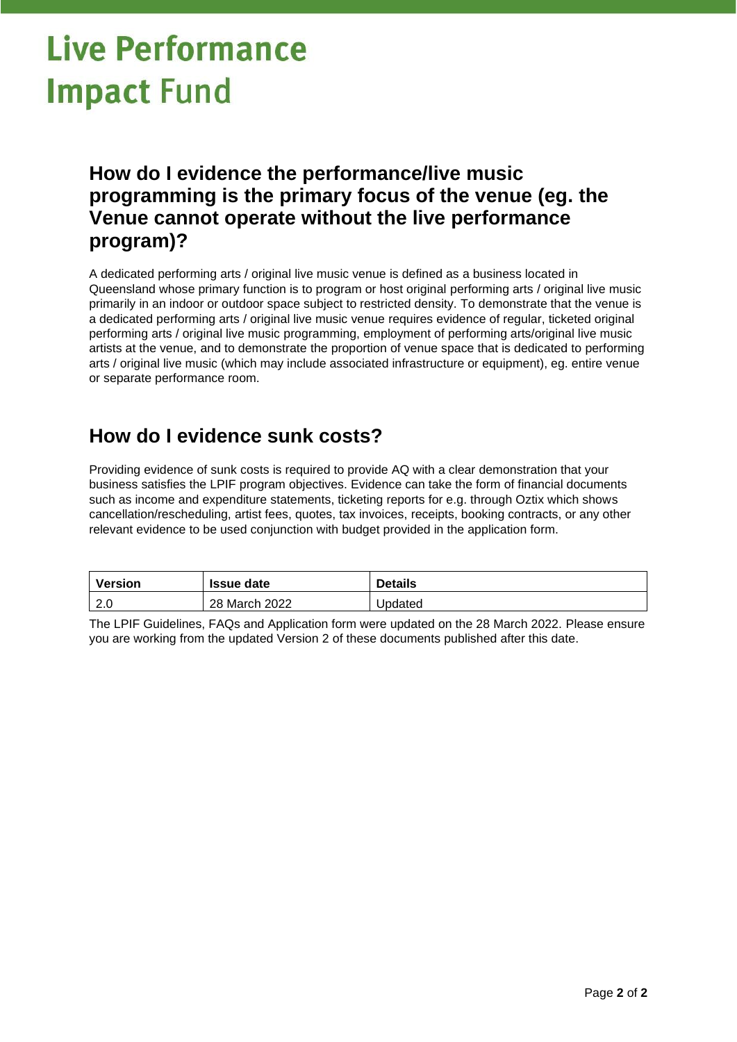# Live Performance Impact Fund

## How do I evidence the performance/live music programming is the primary focus of the venue (eg. the Venue cannot operate without the live performance program)?

A dedicated performing arts / original live music venue is defined as a business located in Queensland whose primary function is to program or host original performing arts / original live music primarily in an indoor or outdoor space subject to restricted density. To demonstrate that the venue is a dedicated performing arts / original live music venue requires evidence of regular, ticketed original performing arts / original live music programming, employment of performing arts/original live music artists at the venue, and to demonstrate the proportion of venue space that is dedicated to performing arts / original live music (which may include associated infrastructure or equipment), eg. entire venue or separate performance room.

## How do I evidence sunk costs?

Providing evidence of sunk costs is required to provide AQ with a clear demonstration that your business satisfies the LPIF program objectives. Evidence can take the form of financial documents such as income and expenditure statements, ticketing reports for e.g. through Oztix which shows cancellation/rescheduling, artist fees, quotes, tax invoices, receipts, booking contracts, or any other relevant evidence to be used conjunction with budget provided in the application form.

| Version | Issue date | Details |
|---|---|---|
| 2.0 | 28 March 2022 | Updated |

The LPIF Guidelines, FAQs and Application form were updated on the 28 March 2022. Please ensure you are working from the updated Version 2 of these documents published after this date.